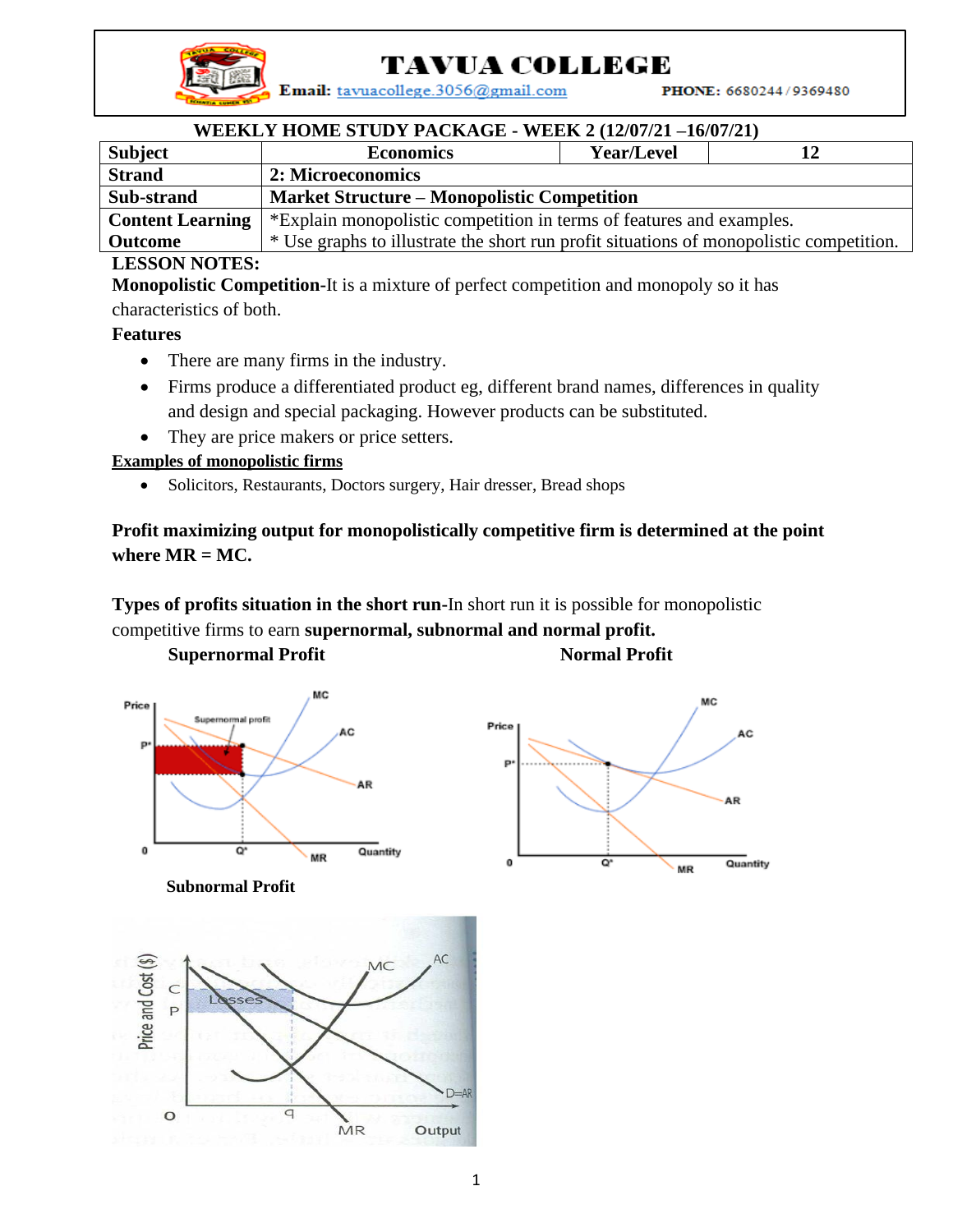# TAVUA COLLEGE

**Email:** tavuacollege.3056@gmail.com **PHONE:** 6680244 / 9369480

**WEEKLY HOME STUDY PACKAGE - WEEK 2 (12/07/21 –16/07/21)**

| Subject | Economics | Year/Level | 12 |
|---|---|---|---|
| Strand | 2: Microeconomics | | |
| Sub-strand | Market Structure – Monopolistic Competition | | |
| Content Learning Outcome | *Explain monopolistic competition in terms of features and examples.<br>* Use graphs to illustrate the short run profit situations of monopolistic competition. | | |

**LESSON NOTES:**

**Monopolistic Competition**-It is a mixture of perfect competition and monopoly so it has characteristics of both.

**Features**

- There are many firms in the industry.
- Firms produce a differentiated product eg, different brand names, differences in quality and design and special packaging. However products can be substituted.
- They are price makers or price setters.

**Examples of monopolistic firms**

- Solicitors, Restaurants, Doctors surgery, Hair dresser, Bread shops

**Profit maximizing output for monopolistically competitive firm is determined at the point where MR = MC.**

**Types of profits situation in the short run**-In short run it is possible for monopolistic competitive firms to earn **supernormal, subnormal and normal profit.**

**Supernormal Profit**

**Normal Profit**

**Subnormal Profit**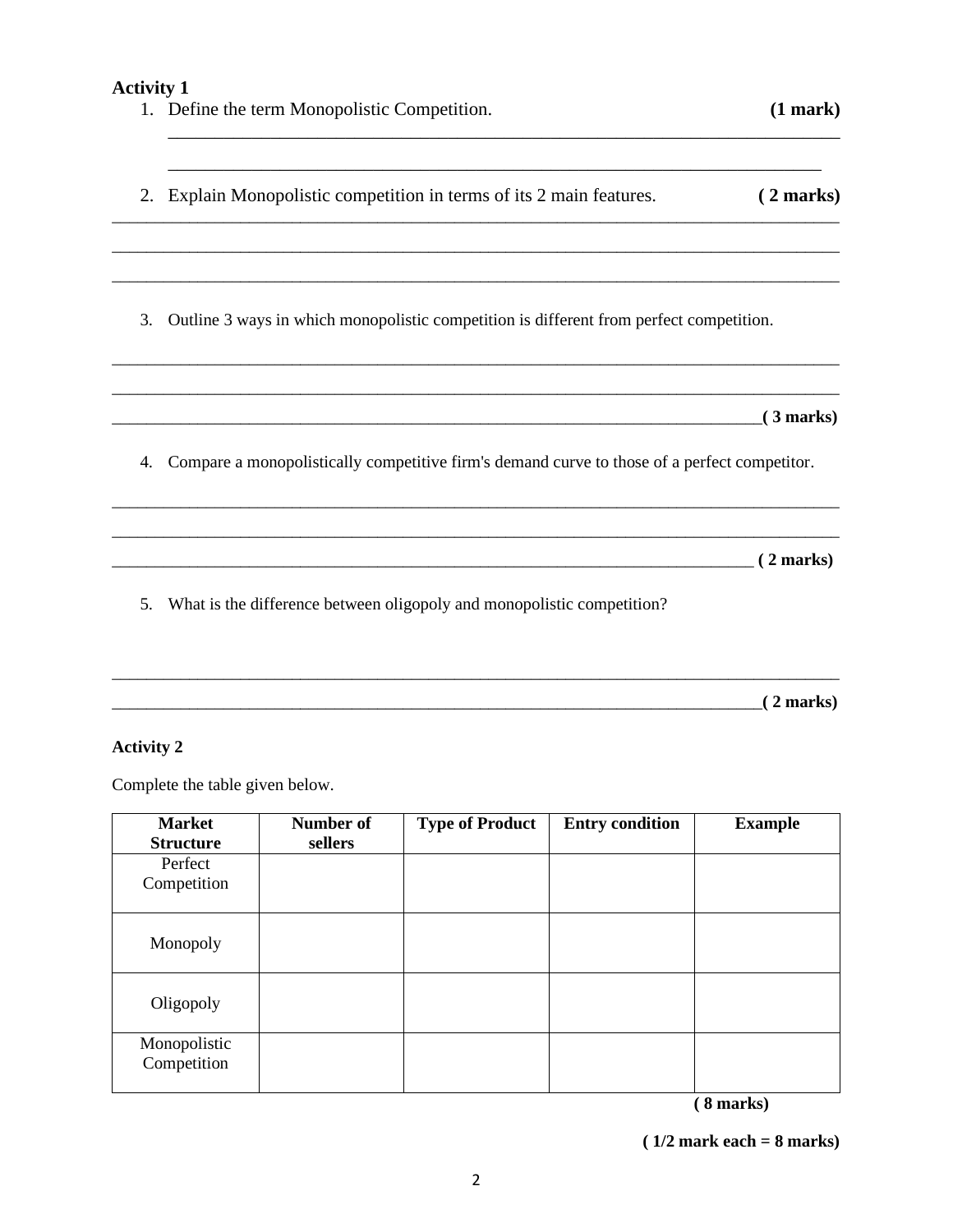**Activity 1**

1. Define the term Monopolistic Competition. **(1 mark)**

_______________________________________________________________________

_______________________________________________________________________

2. Explain Monopolistic competition in terms of its 2 main features. **( 2 marks)**

_______________________________________________________________________

_______________________________________________________________________

_______________________________________________________________________

3. Outline 3 ways in which monopolistic competition is different from perfect competition.

_______________________________________________________________________

_______________________________________________________________________

_______________________________________________________________________**( 3 marks)**

4. Compare a monopolistically competitive firm's demand curve to those of a perfect competitor.

_______________________________________________________________________

_______________________________________________________________________

_______________________________________________________________________ **( 2 marks)**

5. What is the difference between oligopoly and monopolistic competition?

_______________________________________________________________________

_______________________________________________________________________**( 2 marks)**

**Activity 2**

Complete the table given below.

| **Market Structure** | **Number of sellers** | **Type of Product** | **Entry condition** | **Example** |
| --- | --- | --- | --- | --- |
| Perfect Competition | | | | |
| Monopoly | | | | |
| Oligopoly | | | | |
| Monopolistic Competition | | | | |

**( 8 marks)**

**( 1/2 mark each = 8 marks)**